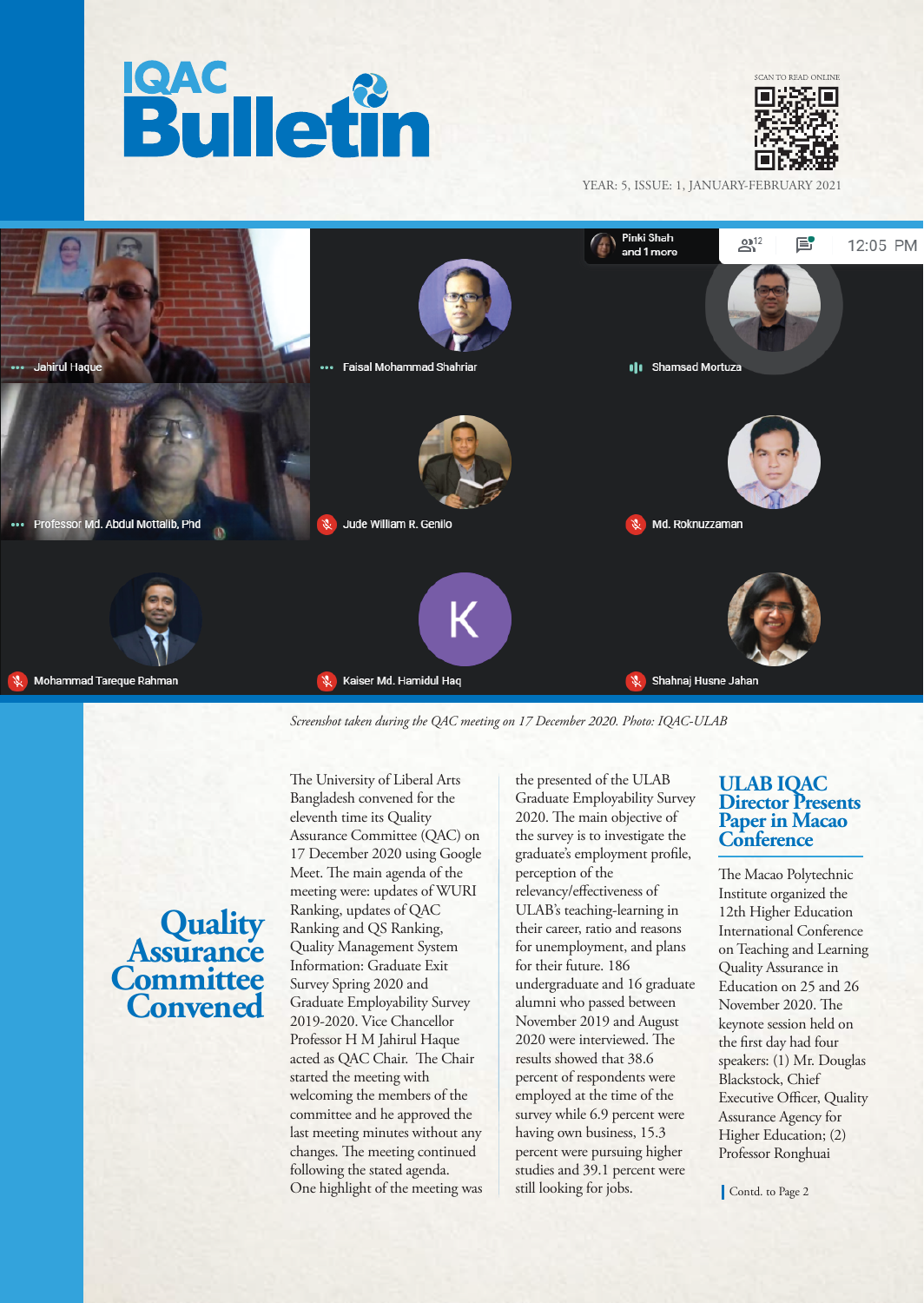# IQAC Bulletin

SCAN TO READ ONLINE

YEAR: 5, ISSUE: 1, JANUARY-FEBRUARY 2021

*Screenshot taken during the QAC meeting on 17 December 2020. Photo: IQAC-ULAB*

## Quality Assurance Committee Convened

The University of Liberal Arts Bangladesh convened for the eleventh time its Quality Assurance Committee (QAC) on 17 December 2020 using Google Meet. The main agenda of the meeting were: updates of WURI Ranking, updates of QAC Ranking and QS Ranking, Quality Management System Information: Graduate Exit Survey Spring 2020 and Graduate Employability Survey 2019-2020. Vice Chancellor Professor H M Jahirul Haque acted as QAC Chair. The Chair started the meeting with welcoming the members of the committee and he approved the last meeting minutes without any changes. The meeting continued following the stated agenda. One highlight of the meeting was the presented of the ULAB Graduate Employability Survey 2020. The main objective of the survey is to investigate the graduate's employment profile, perception of the relevancy/effectiveness of ULAB's teaching-learning in their career, ratio and reasons for unemployment, and plans for their future. 186 undergraduate and 16 graduate alumni who passed between November 2019 and August 2020 were interviewed. The results showed that 38.6 percent of respondents were employed at the time of the survey while 6.9 percent were having own business, 15.3 percent were pursuing higher studies and 39.1 percent were still looking for jobs.

## ULAB IQAC Director Presents Paper in Macao Conference

The Macao Polytechnic Institute organized the 12th Higher Education International Conference on Teaching and Learning Quality Assurance in Education on 25 and 26 November 2020. The keynote session held on the first day had four speakers: (1) Mr. Douglas Blackstock, Chief Executive Officer, Quality Assurance Agency for Higher Education; (2) Professor Ronghuai

Contd. to Page 2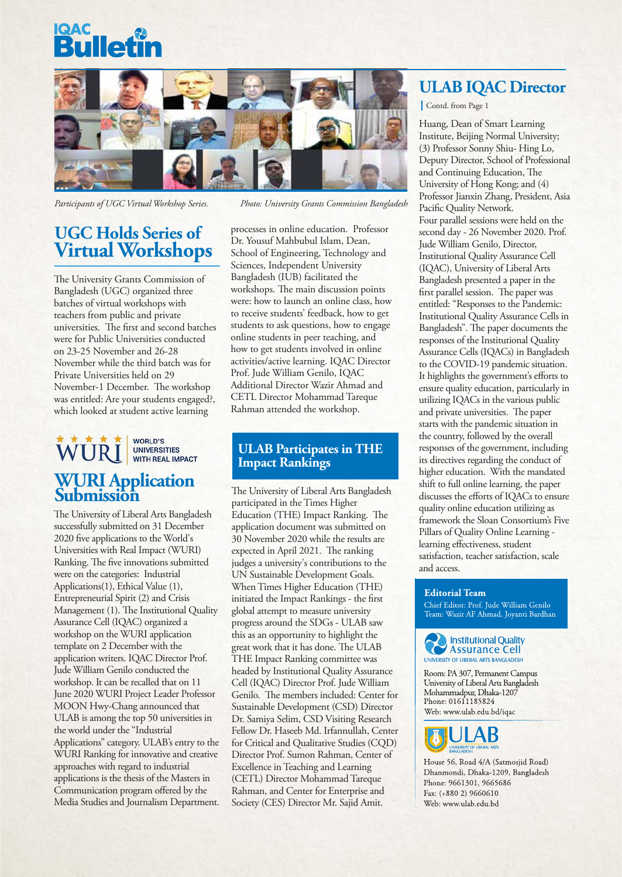# IQAC Bulletin

*Participants of UGC Virtual Workshop Series.* *Photo: University Grants Commission Bangladesh*

## UGC Holds Series of Virtual Workshops

The University Grants Commission of Bangladesh (UGC) organized three batches of virtual workshops with teachers from public and private universities. The first and second batches were for Public Universities conducted on 23-25 November and 26-28 November while the third batch was for Private Universities held on 29 November-1 December. The workshop was entitled: Are your students engaged?, which looked at student active learning processes in online education. Professor Dr. Yousuf Mahbubul Islam, Dean, School of Engineering, Technology and Sciences, Independent University Bangladesh (IUB) facilitated the workshops. The main discussion points were: how to launch an online class, how to receive students' feedback, how to get students to ask questions, how to engage online students in peer teaching, and how to get students involved in online activities/active learning. IQAC Director Prof. Jude William Genilo, IQAC Additional Director Wazir Ahmad and CETL Director Mohammad Tareque Rahman attended the workshop.

WURI — WORLD'S UNIVERSITIES WITH REAL IMPACT

## WURI Application Submission

The University of Liberal Arts Bangladesh successfully submitted on 31 December 2020 five applications to the World's Universities with Real Impact (WURI) Ranking. The five innovations submitted were on the categories: Industrial Applications(1), Ethical Value (1), Entrepreneurial Spirit (2) and Crisis Management (1). The Institutional Quality Assurance Cell (IQAC) organized a workshop on the WURI application template on 2 December with the application writers. IQAC Director Prof. Jude William Genilo conducted the workshop. It can be recalled that on 11 June 2020 WURI Project Leader Professor MOON Hwy-Chang announced that ULAB is among the top 50 universities in the world under the "Industrial Applications" category. ULAB's entry to the WURI Ranking for innovative and creative approaches with regard to industrial applications is the thesis of the Masters in Communication program offered by the Media Studies and Journalism Department.

## ULAB Participates in THE Impact Rankings

The University of Liberal Arts Bangladesh participated in the Times Higher Education (THE) Impact Ranking. The application document was submitted on 30 November 2020 while the results are expected in April 2021. The ranking judges a university's contributions to the UN Sustainable Development Goals. When Times Higher Education (THE) initiated the Impact Rankings - the first global attempt to measure university progress around the SDGs - ULAB saw this as an opportunity to highlight the great work that it has done. The ULAB THE Impact Ranking committee was headed by Institutional Quality Assurance Cell (IQAC) Director Prof. Jude William Genilo. The members included: Center for Sustainable Development (CSD) Director Dr. Samiya Selim, CSD Visiting Research Fellow Dr. Haseeb Md. Irfannullah, Center for Critical and Qualitative Studies (CQD) Director Prof. Sumon Rahman, Center of Excellence in Teaching and Learning (CETL) Director Mohammad Tareque Rahman, and Center for Enterprise and Society (CES) Director Mr. Sajid Amit.

## ULAB IQAC Director

Contd. from Page 1

Huang, Dean of Smart Learning Institute, Beijing Normal University; (3) Professor Sonny Shiu- Hing Lo, Deputy Director, School of Professional and Continuing Education, The University of Hong Kong; and (4) Professor Jianxin Zhang, President, Asia Pacific Quality Network.

Four parallel sessions were held on the second day - 26 November 2020. Prof. Jude William Genilo, Director, Institutional Quality Assurance Cell (IQAC), University of Liberal Arts Bangladesh presented a paper in the first parallel session. The paper was entitled: "Responses to the Pandemic: Institutional Quality Assurance Cells in Bangladesh". The paper documents the responses of the Institutional Quality Assurance Cells (IQACs) in Bangladesh to the COVID-19 pandemic situation. It highlights the government's efforts to ensure quality education, particularly in utilizing IQACs in the various public and private universities. The paper starts with the pandemic situation in the country, followed by the overall responses of the government, including its directives regarding the conduct of higher education. With the mandated shift to full online learning, the paper discusses the efforts of IQACs to ensure quality online education utilizing as framework the Sloan Consortium's Five Pillars of Quality Online Learning - learning effectiveness, student satisfaction, teacher satisfaction, scale and access.

### Editorial Team

Chief Editor: Prof. Jude William Genilo
Team: Wazir AF Ahmad, Joyanti Bardhan

Institutional Quality Assurance Cell
UNIVERSITY OF LIBERAL ARTS BANGLADESH

Room: PA 307, Permanent Campus
University of Liberal Arts Bangladesh
Mohammadpur, Dhaka-1207
Phone: 01611185824
Web: www.ulab.edu.bd/iqac

ULAB
UNIVERSITY OF LIBERAL ARTS BANGLADESH

House 56, Road 4/A (Satmosjid Road)
Dhanmondi, Dhaka-1209, Bangladesh
Phone: 9661301, 9665686
Fax: (+880 2) 9660610
Web: www.ulab.edu.bd